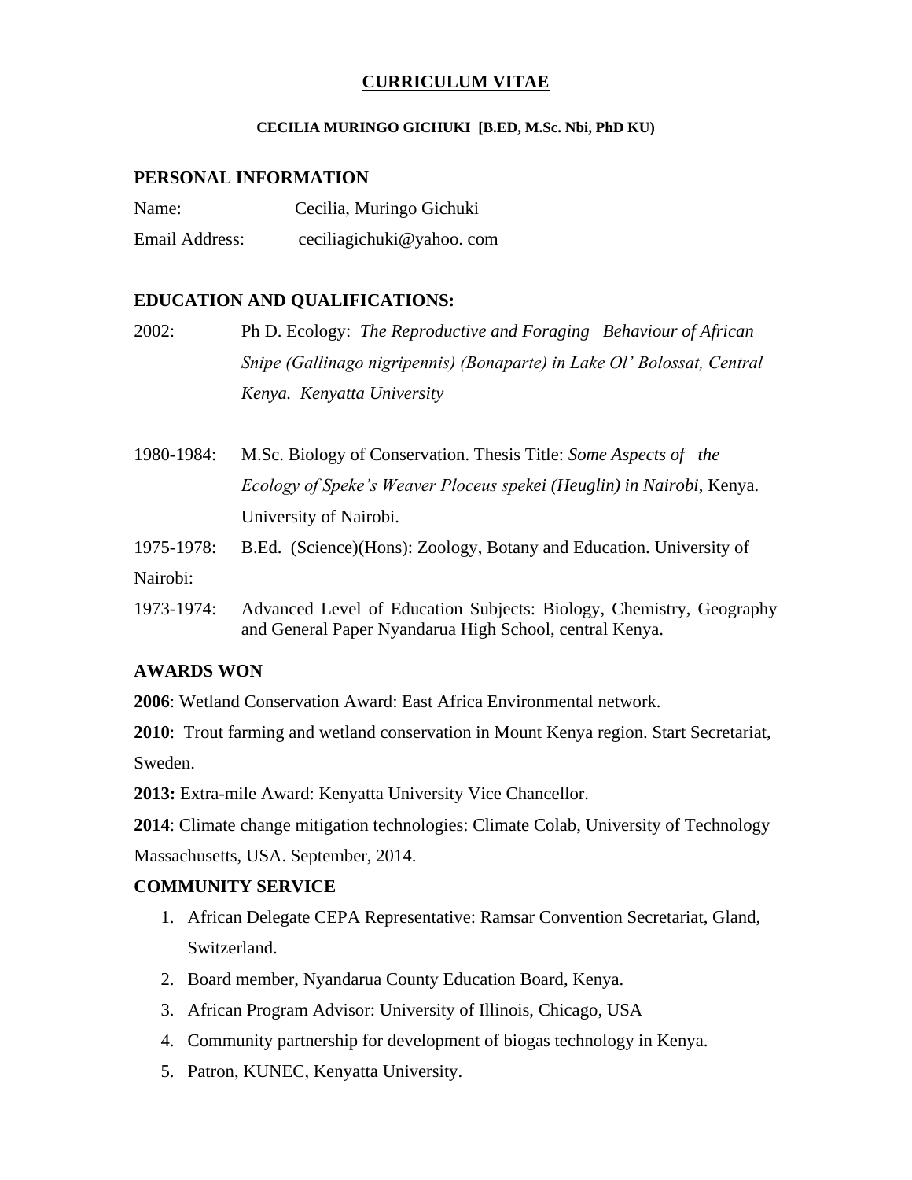# CURRICULUM VITAE

**CECILIA MURINGO GICHUKI [B.ED, M.Sc. Nbi, PhD KU)**

## PERSONAL INFORMATION

Name: Cecilia, Muringo Gichuki

Email Address: ceciliagichuki@yahoo. com

## EDUCATION AND QUALIFICATIONS:

2002: Ph D. Ecology: *The Reproductive and Foraging Behaviour of African Snipe (Gallinago nigripennis) (Bonaparte) in Lake Ol' Bolossat, Central Kenya. Kenyatta University*

1980-1984: M.Sc. Biology of Conservation. Thesis Title: *Some Aspects of the Ecology of Speke's Weaver Ploceus spekei (Heuglin) in Nairobi*, Kenya. University of Nairobi.

1975-1978: B.Ed. (Science)(Hons): Zoology, Botany and Education. University of Nairobi:

1973-1974: Advanced Level of Education Subjects: Biology, Chemistry, Geography and General Paper Nyandarua High School, central Kenya.

## AWARDS WON

**2006**: Wetland Conservation Award: East Africa Environmental network.

**2010**: Trout farming and wetland conservation in Mount Kenya region. Start Secretariat, Sweden.

**2013:** Extra-mile Award: Kenyatta University Vice Chancellor.

**2014**: Climate change mitigation technologies: Climate Colab, University of Technology Massachusetts, USA. September, 2014.

## COMMUNITY SERVICE

1. African Delegate CEPA Representative: Ramsar Convention Secretariat, Gland, Switzerland.
2. Board member, Nyandarua County Education Board, Kenya.
3. African Program Advisor: University of Illinois, Chicago, USA
4. Community partnership for development of biogas technology in Kenya.
5. Patron, KUNEC, Kenyatta University.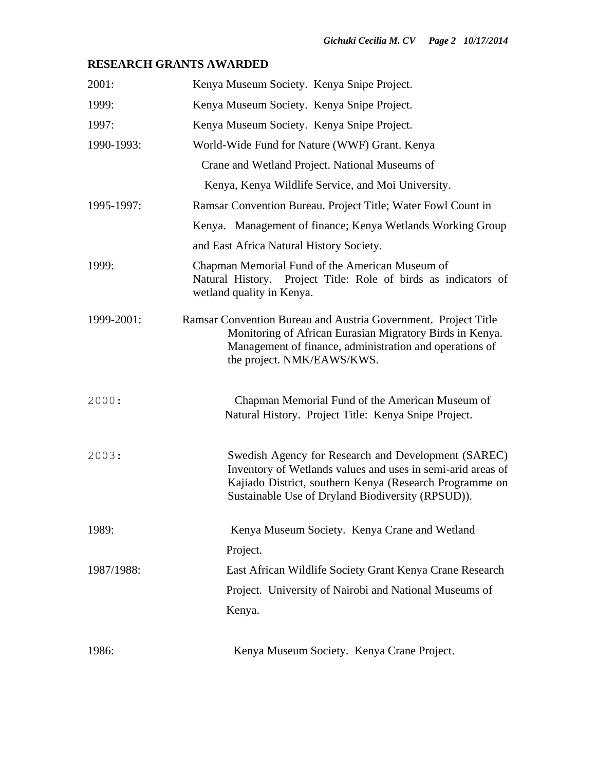## RESEARCH GRANTS AWARDED

2001: Kenya Museum Society. Kenya Snipe Project.

1999: Kenya Museum Society. Kenya Snipe Project.

1997: Kenya Museum Society. Kenya Snipe Project.

1990-1993: World-Wide Fund for Nature (WWF) Grant. Kenya Crane and Wetland Project. National Museums of Kenya, Kenya Wildlife Service, and Moi University.

1995-1997: Ramsar Convention Bureau. Project Title; Water Fowl Count in Kenya. Management of finance; Kenya Wetlands Working Group and East Africa Natural History Society.

1999: Chapman Memorial Fund of the American Museum of Natural History. Project Title: Role of birds as indicators of wetland quality in Kenya.

1999-2001: Ramsar Convention Bureau and Austria Government. Project Title Monitoring of African Eurasian Migratory Birds in Kenya. Management of finance, administration and operations of the project. NMK/EAWS/KWS.

2000: Chapman Memorial Fund of the American Museum of Natural History. Project Title: Kenya Snipe Project.

2003: Swedish Agency for Research and Development (SAREC) Inventory of Wetlands values and uses in semi-arid areas of Kajiado District, southern Kenya (Research Programme on Sustainable Use of Dryland Biodiversity (RPSUD)).

1989: Kenya Museum Society. Kenya Crane and Wetland Project.

1987/1988: East African Wildlife Society Grant Kenya Crane Research Project. University of Nairobi and National Museums of Kenya.

1986: Kenya Museum Society. Kenya Crane Project.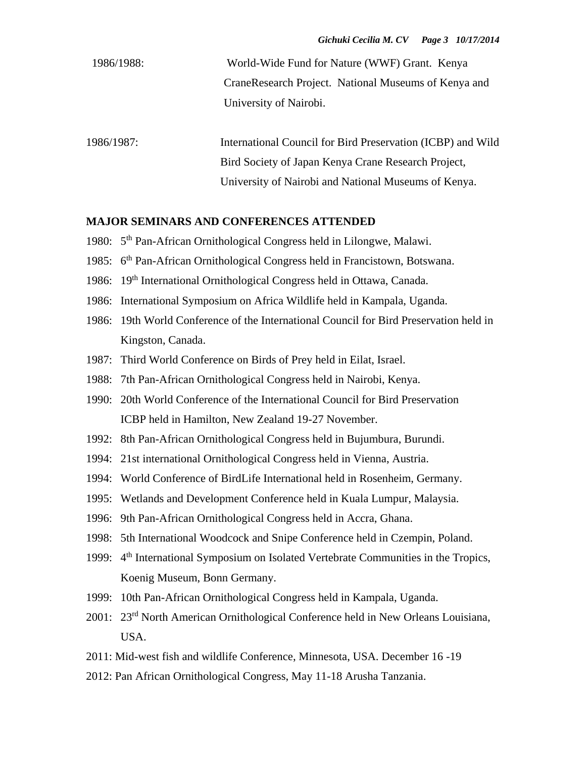1986/1988: World-Wide Fund for Nature (WWF) Grant. Kenya CraneResearch Project. National Museums of Kenya and University of Nairobi.

1986/1987: International Council for Bird Preservation (ICBP) and Wild Bird Society of Japan Kenya Crane Research Project, University of Nairobi and National Museums of Kenya.

**MAJOR SEMINARS AND CONFERENCES ATTENDED**

1980: 5th Pan-African Ornithological Congress held in Lilongwe, Malawi.

1985: 6th Pan-African Ornithological Congress held in Francistown, Botswana.

1986: 19th International Ornithological Congress held in Ottawa, Canada.

1986: International Symposium on Africa Wildlife held in Kampala, Uganda.

1986: 19th World Conference of the International Council for Bird Preservation held in Kingston, Canada.

1987: Third World Conference on Birds of Prey held in Eilat, Israel.

1988: 7th Pan-African Ornithological Congress held in Nairobi, Kenya.

1990: 20th World Conference of the International Council for Bird Preservation ICBP held in Hamilton, New Zealand 19-27 November.

1992: 8th Pan-African Ornithological Congress held in Bujumbura, Burundi.

1994: 21st international Ornithological Congress held in Vienna, Austria.

1994: World Conference of BirdLife International held in Rosenheim, Germany.

1995: Wetlands and Development Conference held in Kuala Lumpur, Malaysia.

1996: 9th Pan-African Ornithological Congress held in Accra, Ghana.

1998: 5th International Woodcock and Snipe Conference held in Czempin, Poland.

1999: 4th International Symposium on Isolated Vertebrate Communities in the Tropics, Koenig Museum, Bonn Germany.

1999: 10th Pan-African Ornithological Congress held in Kampala, Uganda.

2001: 23rd North American Ornithological Conference held in New Orleans Louisiana, USA.

2011: Mid-west fish and wildlife Conference, Minnesota, USA. December 16 -19

2012: Pan African Ornithological Congress, May 11-18 Arusha Tanzania.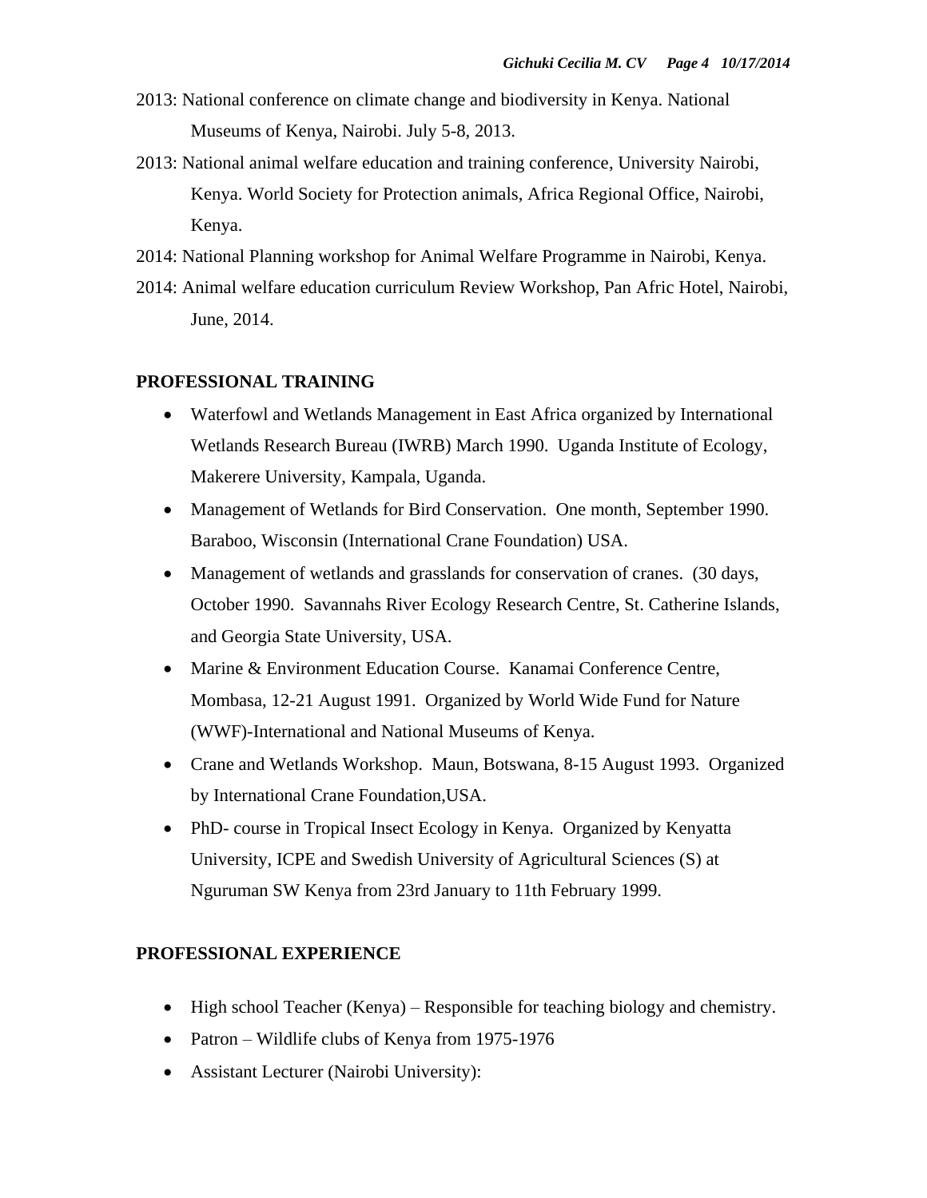2013: National conference on climate change and biodiversity in Kenya. National Museums of Kenya, Nairobi. July 5-8, 2013.

2013: National animal welfare education and training conference, University Nairobi, Kenya. World Society for Protection animals, Africa Regional Office, Nairobi, Kenya.

2014: National Planning workshop for Animal Welfare Programme in Nairobi, Kenya.

2014: Animal welfare education curriculum Review Workshop, Pan Afric Hotel, Nairobi, June, 2014.

**PROFESSIONAL TRAINING**

- Waterfowl and Wetlands Management in East Africa organized by International Wetlands Research Bureau (IWRB) March 1990. Uganda Institute of Ecology, Makerere University, Kampala, Uganda.
- Management of Wetlands for Bird Conservation. One month, September 1990. Baraboo, Wisconsin (International Crane Foundation) USA.
- Management of wetlands and grasslands for conservation of cranes. (30 days, October 1990. Savannahs River Ecology Research Centre, St. Catherine Islands, and Georgia State University, USA.
- Marine & Environment Education Course. Kanamai Conference Centre, Mombasa, 12-21 August 1991. Organized by World Wide Fund for Nature (WWF)-International and National Museums of Kenya.
- Crane and Wetlands Workshop. Maun, Botswana, 8-15 August 1993. Organized by International Crane Foundation,USA.
- PhD- course in Tropical Insect Ecology in Kenya. Organized by Kenyatta University, ICPE and Swedish University of Agricultural Sciences (S) at Nguruman SW Kenya from 23rd January to 11th February 1999.

**PROFESSIONAL EXPERIENCE**

- High school Teacher (Kenya) – Responsible for teaching biology and chemistry.
- Patron – Wildlife clubs of Kenya from 1975-1976
- Assistant Lecturer (Nairobi University):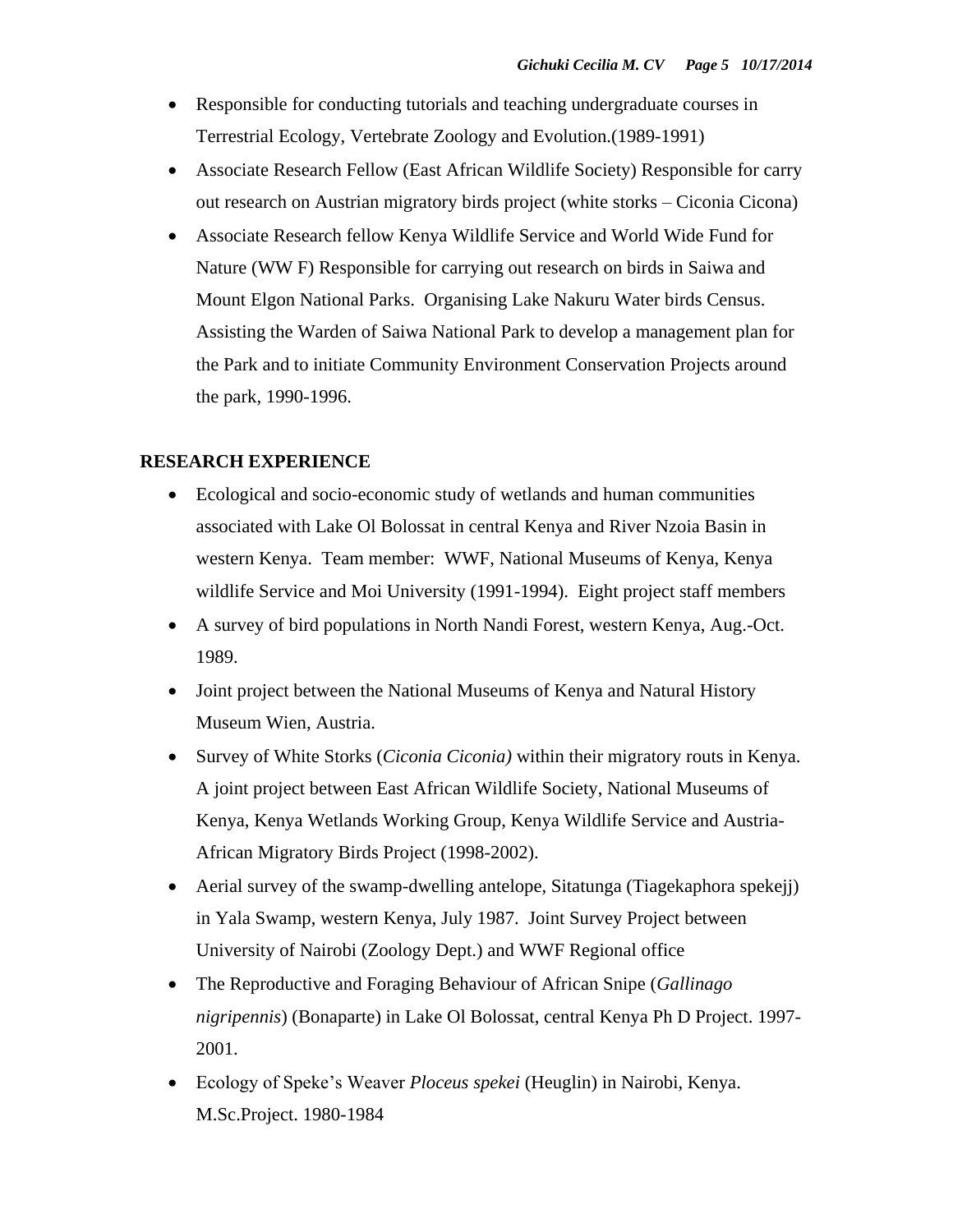- Responsible for conducting tutorials and teaching undergraduate courses in Terrestrial Ecology, Vertebrate Zoology and Evolution.(1989-1991)
- Associate Research Fellow (East African Wildlife Society) Responsible for carry out research on Austrian migratory birds project (white storks – Ciconia Cicona)
- Associate Research fellow Kenya Wildlife Service and World Wide Fund for Nature (WW F) Responsible for carrying out research on birds in Saiwa and Mount Elgon National Parks. Organising Lake Nakuru Water birds Census. Assisting the Warden of Saiwa National Park to develop a management plan for the Park and to initiate Community Environment Conservation Projects around the park, 1990-1996.

**RESEARCH EXPERIENCE**

- Ecological and socio-economic study of wetlands and human communities associated with Lake Ol Bolossat in central Kenya and River Nzoia Basin in western Kenya. Team member: WWF, National Museums of Kenya, Kenya wildlife Service and Moi University (1991-1994). Eight project staff members
- A survey of bird populations in North Nandi Forest, western Kenya, Aug.-Oct. 1989.
- Joint project between the National Museums of Kenya and Natural History Museum Wien, Austria.
- Survey of White Storks (*Ciconia Ciconia)* within their migratory routs in Kenya. A joint project between East African Wildlife Society, National Museums of Kenya, Kenya Wetlands Working Group, Kenya Wildlife Service and Austria-African Migratory Birds Project (1998-2002).
- Aerial survey of the swamp-dwelling antelope, Sitatunga (Tiagekaphora spekejj) in Yala Swamp, western Kenya, July 1987. Joint Survey Project between University of Nairobi (Zoology Dept.) and WWF Regional office
- The Reproductive and Foraging Behaviour of African Snipe (*Gallinago nigripennis*) (Bonaparte) in Lake Ol Bolossat, central Kenya Ph D Project. 1997-2001.
- Ecology of Speke's Weaver *Ploceus spekei* (Heuglin) in Nairobi, Kenya. M.Sc.Project. 1980-1984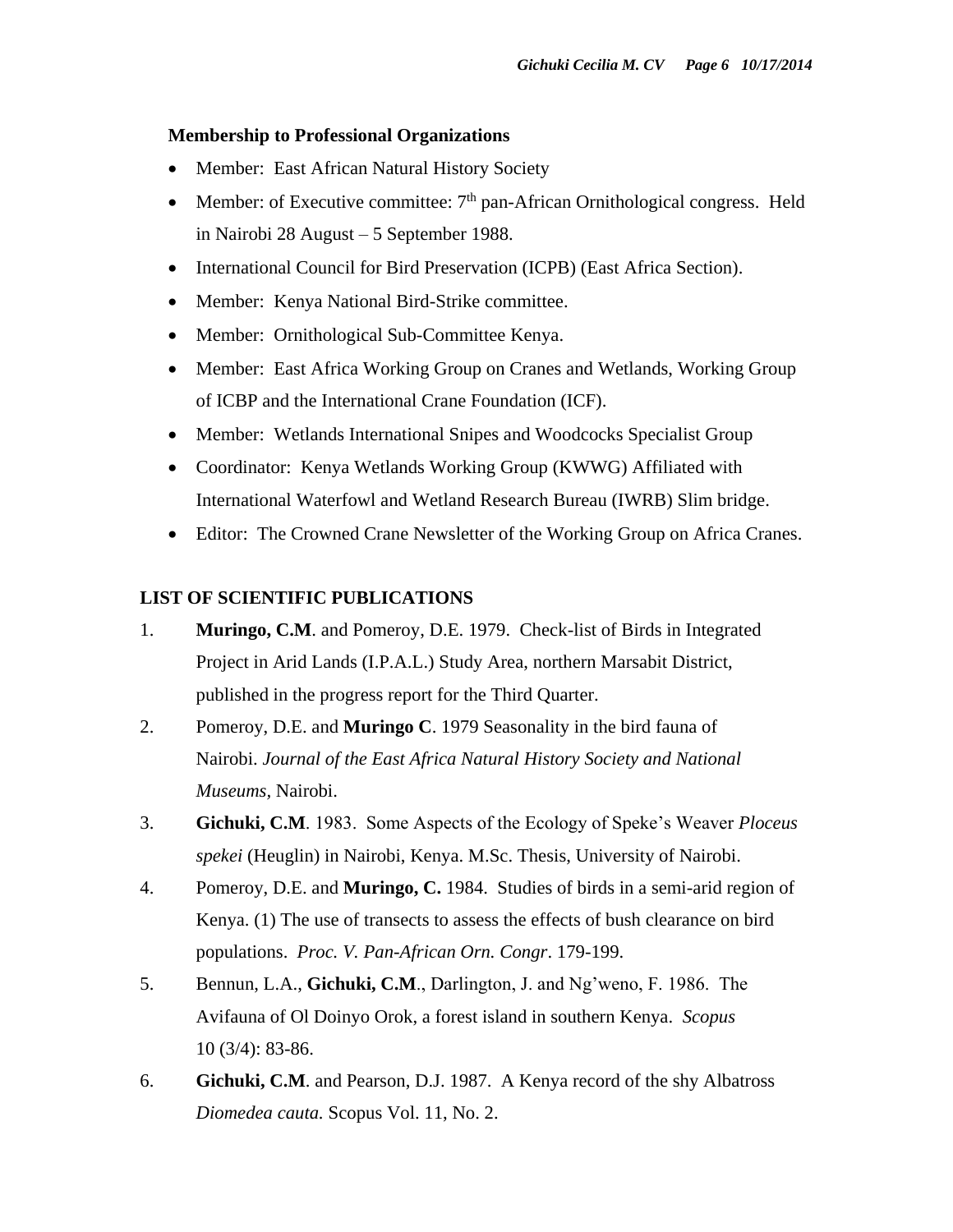**Membership to Professional Organizations**

- Member: East African Natural History Society
- Member: of Executive committee: 7th pan-African Ornithological congress. Held in Nairobi 28 August – 5 September 1988.
- International Council for Bird Preservation (ICPB) (East Africa Section).
- Member: Kenya National Bird-Strike committee.
- Member: Ornithological Sub-Committee Kenya.
- Member: East Africa Working Group on Cranes and Wetlands, Working Group of ICBP and the International Crane Foundation (ICF).
- Member: Wetlands International Snipes and Woodcocks Specialist Group
- Coordinator: Kenya Wetlands Working Group (KWWG) Affiliated with International Waterfowl and Wetland Research Bureau (IWRB) Slim bridge.
- Editor: The Crowned Crane Newsletter of the Working Group on Africa Cranes.

**LIST OF SCIENTIFIC PUBLICATIONS**

1. **Muringo, C.M**. and Pomeroy, D.E. 1979. Check-list of Birds in Integrated Project in Arid Lands (I.P.A.L.) Study Area, northern Marsabit District, published in the progress report for the Third Quarter.
2. Pomeroy, D.E. and **Muringo C**. 1979 Seasonality in the bird fauna of Nairobi. *Journal of the East Africa Natural History Society and National Museums,* Nairobi.
3. **Gichuki, C.M**. 1983. Some Aspects of the Ecology of Speke's Weaver *Ploceus spekei* (Heuglin) in Nairobi, Kenya. M.Sc. Thesis, University of Nairobi.
4. Pomeroy, D.E. and **Muringo, C.** 1984. Studies of birds in a semi-arid region of Kenya. (1) The use of transects to assess the effects of bush clearance on bird populations. *Proc. V. Pan-African Orn. Congr*. 179-199.
5. Bennun, L.A., **Gichuki, C.M**., Darlington, J. and Ng'weno, F. 1986. The Avifauna of Ol Doinyo Orok, a forest island in southern Kenya. *Scopus* 10 (3/4): 83-86.
6. **Gichuki, C.M**. and Pearson, D.J. 1987. A Kenya record of the shy Albatross *Diomedea cauta.* Scopus Vol. 11, No. 2.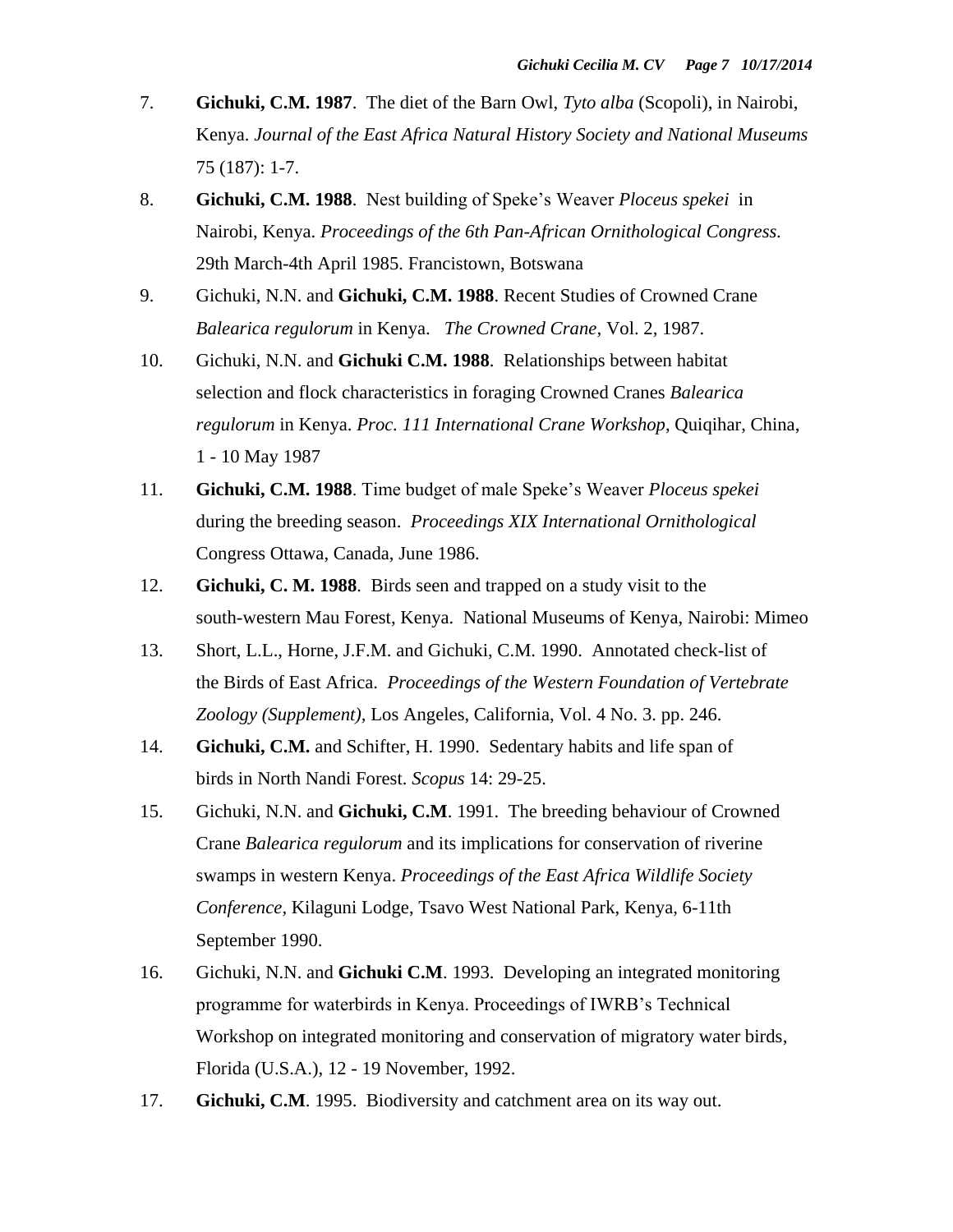7. **Gichuki, C.M. 1987**. The diet of the Barn Owl, *Tyto alba* (Scopoli), in Nairobi, Kenya. *Journal of the East Africa Natural History Society and National Museums* 75 (187): 1-7.

8. **Gichuki, C.M. 1988**. Nest building of Speke's Weaver *Ploceus spekei* in Nairobi, Kenya. *Proceedings of the 6th Pan-African Ornithological Congress.* 29th March-4th April 1985. Francistown, Botswana

9. Gichuki, N.N. and **Gichuki, C.M. 1988**. Recent Studies of Crowned Crane *Balearica regulorum* in Kenya. *The Crowned Crane,* Vol. 2, 1987.

10. Gichuki, N.N. and **Gichuki C.M. 1988**. Relationships between habitat selection and flock characteristics in foraging Crowned Cranes *Balearica regulorum* in Kenya. *Proc. 111 International Crane Workshop*, Quiqihar, China, 1 - 10 May 1987

11. **Gichuki, C.M. 1988**. Time budget of male Speke's Weaver *Ploceus spekei* during the breeding season. *Proceedings XIX International Ornithological* Congress Ottawa, Canada, June 1986.

12. **Gichuki, C. M. 1988**. Birds seen and trapped on a study visit to the south-western Mau Forest, Kenya. National Museums of Kenya, Nairobi: Mimeo

13. Short, L.L., Horne, J.F.M. and Gichuki, C.M. 1990. Annotated check-list of the Birds of East Africa. *Proceedings of the Western Foundation of Vertebrate Zoology (Supplement),* Los Angeles, California, Vol. 4 No. 3. pp. 246.

14. **Gichuki, C.M.** and Schifter, H. 1990. Sedentary habits and life span of birds in North Nandi Forest. *Scopus* 14: 29-25.

15. Gichuki, N.N. and **Gichuki, C.M**. 1991. The breeding behaviour of Crowned Crane *Balearica regulorum* and its implications for conservation of riverine swamps in western Kenya. *Proceedings of the East Africa Wildlife Society Conference,* Kilaguni Lodge, Tsavo West National Park, Kenya, 6-11th September 1990.

16. Gichuki, N.N. and **Gichuki C.M**. 1993. Developing an integrated monitoring programme for waterbirds in Kenya. Proceedings of IWRB's Technical Workshop on integrated monitoring and conservation of migratory water birds, Florida (U.S.A.), 12 - 19 November, 1992.

17. **Gichuki, C.M**. 1995. Biodiversity and catchment area on its way out.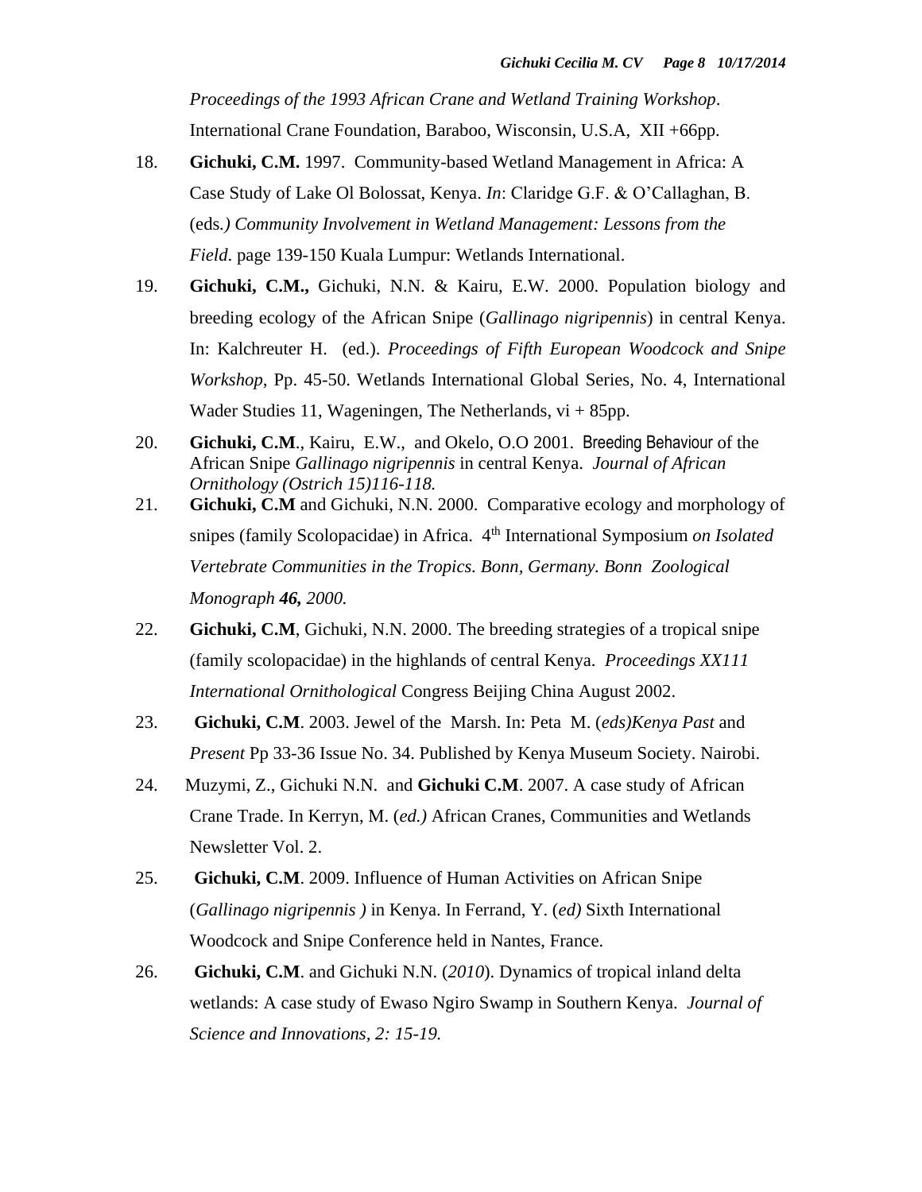*Proceedings of the 1993 African Crane and Wetland Training Workshop*. International Crane Foundation, Baraboo, Wisconsin, U.S.A, XII +66pp.

18. **Gichuki, C.M.** 1997. Community-based Wetland Management in Africa: A Case Study of Lake Ol Bolossat, Kenya. *In*: Claridge G.F. & O'Callaghan, B. (eds*.) Community Involvement in Wetland Management: Lessons from the Field*. page 139-150 Kuala Lumpur: Wetlands International.

19. **Gichuki, C.M.,** Gichuki, N.N. & Kairu, E.W. 2000. Population biology and breeding ecology of the African Snipe (*Gallinago nigripennis*) in central Kenya. In: Kalchreuter H. (ed.). *Proceedings of Fifth European Woodcock and Snipe Workshop*, Pp. 45-50. Wetlands International Global Series, No. 4, International Wader Studies 11, Wageningen, The Netherlands, vi + 85pp.

20. **Gichuki, C.M**., Kairu, E.W., and Okelo, O.O 2001. Breeding Behaviour of the African Snipe *Gallinago nigripennis* in central Kenya. *Journal of African Ornithology (Ostrich 15)116-118.*

21. **Gichuki, C.M** and Gichuki, N.N. 2000. Comparative ecology and morphology of snipes (family Scolopacidae) in Africa. 4th International Symposium *on Isolated Vertebrate Communities in the Tropics. Bonn, Germany. Bonn Zoological Monograph **46,** 2000.*

22. **Gichuki, C.M**, Gichuki, N.N. 2000. The breeding strategies of a tropical snipe (family scolopacidae) in the highlands of central Kenya. *Proceedings XX111 International Ornithological* Congress Beijing China August 2002.

23. **Gichuki, C.M**. 2003. Jewel of the Marsh. In: Peta M. (*eds)Kenya Past* and *Present* Pp 33-36 Issue No. 34. Published by Kenya Museum Society. Nairobi.

24. Muzymi, Z., Gichuki N.N. and **Gichuki C.M**. 2007. A case study of African Crane Trade. In Kerryn, M. (*ed.)* African Cranes, Communities and Wetlands Newsletter Vol. 2.

25. **Gichuki, C.M**. 2009. Influence of Human Activities on African Snipe (*Gallinago nigripennis )* in Kenya. In Ferrand, Y. (*ed)* Sixth International Woodcock and Snipe Conference held in Nantes, France.

26. **Gichuki, C.M**. and Gichuki N.N. (*2010*). Dynamics of tropical inland delta wetlands: A case study of Ewaso Ngiro Swamp in Southern Kenya. *Journal of Science and Innovations, 2: 15-19.*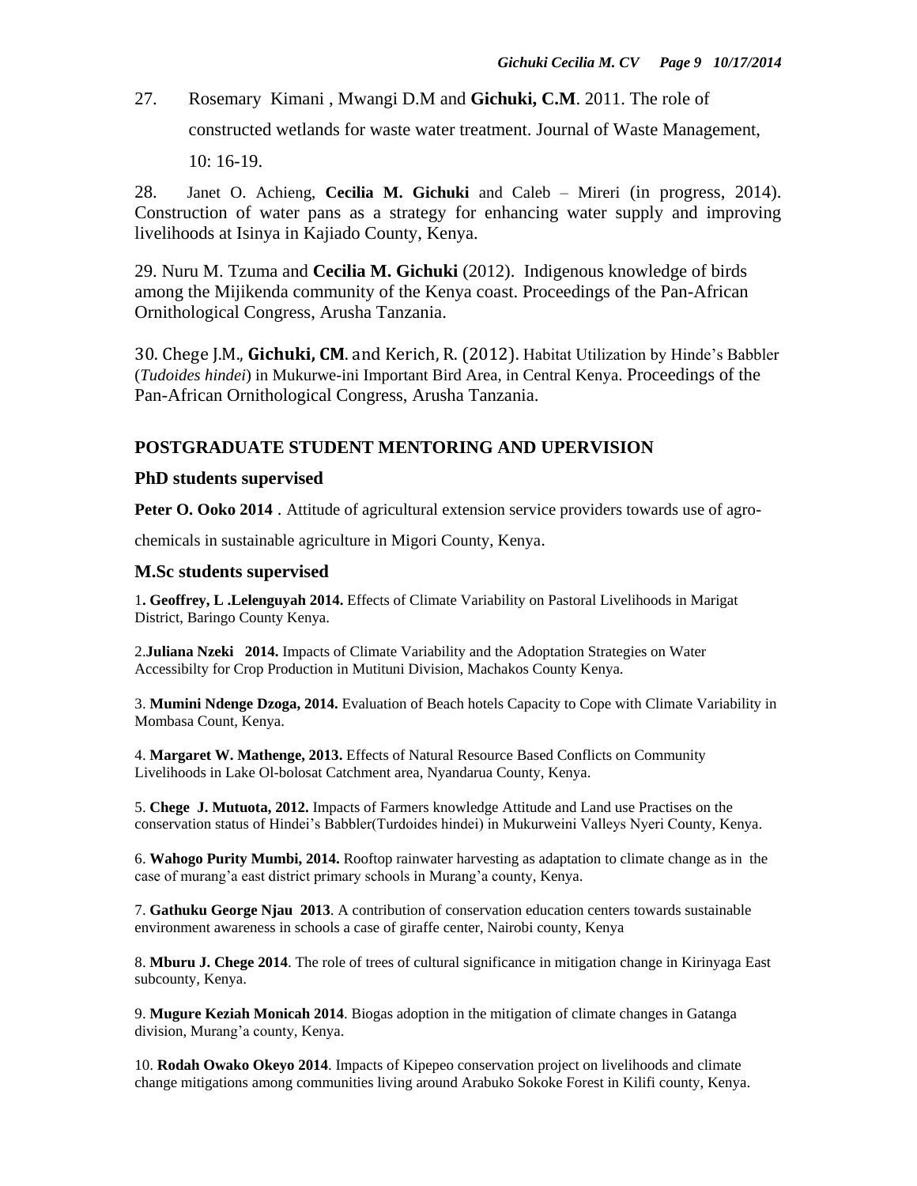27. Rosemary Kimani , Mwangi D.M and **Gichuki, C.M**. 2011. The role of constructed wetlands for waste water treatment. Journal of Waste Management, 10: 16-19.

28. Janet O. Achieng, **Cecilia M. Gichuki** and Caleb – Mireri (in progress, 2014). Construction of water pans as a strategy for enhancing water supply and improving livelihoods at Isinya in Kajiado County, Kenya.

29. Nuru M. Tzuma and **Cecilia M. Gichuki** (2012). Indigenous knowledge of birds among the Mijikenda community of the Kenya coast. Proceedings of the Pan-African Ornithological Congress, Arusha Tanzania.

30. Chege J.M., **Gichuki, CM**. and Kerich, R. (2012). Habitat Utilization by Hinde's Babbler (*Tudoides hindei*) in Mukurwe-ini Important Bird Area, in Central Kenya. Proceedings of the Pan-African Ornithological Congress, Arusha Tanzania.

### POSTGRADUATE STUDENT MENTORING AND UPERVISION

#### PhD students supervised

**Peter O. Ooko 2014** . Attitude of agricultural extension service providers towards use of agro-chemicals in sustainable agriculture in Migori County, Kenya.

#### M.Sc students supervised

1**. Geoffrey, L .Lelenguyah 2014.** Effects of Climate Variability on Pastoral Livelihoods in Marigat District, Baringo County Kenya.

2.**Juliana Nzeki 2014.** Impacts of Climate Variability and the Adoptation Strategies on Water Accessibilty for Crop Production in Mutituni Division, Machakos County Kenya.

3. **Mumini Ndenge Dzoga, 2014.** Evaluation of Beach hotels Capacity to Cope with Climate Variability in Mombasa Count, Kenya.

4. **Margaret W. Mathenge, 2013.** Effects of Natural Resource Based Conflicts on Community Livelihoods in Lake Ol-bolosat Catchment area, Nyandarua County, Kenya.

5. **Chege J. Mutuota, 2012.** Impacts of Farmers knowledge Attitude and Land use Practises on the conservation status of Hindei's Babbler(Turdoides hindei) in Mukurweini Valleys Nyeri County, Kenya.

6. **Wahogo Purity Mumbi, 2014.** Rooftop rainwater harvesting as adaptation to climate change as in the case of murang'a east district primary schools in Murang'a county, Kenya.

7. **Gathuku George Njau 2013**. A contribution of conservation education centers towards sustainable environment awareness in schools a case of giraffe center, Nairobi county, Kenya

8. **Mburu J. Chege 2014**. The role of trees of cultural significance in mitigation change in Kirinyaga East subcounty, Kenya.

9. **Mugure Keziah Monicah 2014**. Biogas adoption in the mitigation of climate changes in Gatanga division, Murang'a county, Kenya.

10. **Rodah Owako Okeyo 2014**. Impacts of Kipepeo conservation project on livelihoods and climate change mitigations among communities living around Arabuko Sokoke Forest in Kilifi county, Kenya.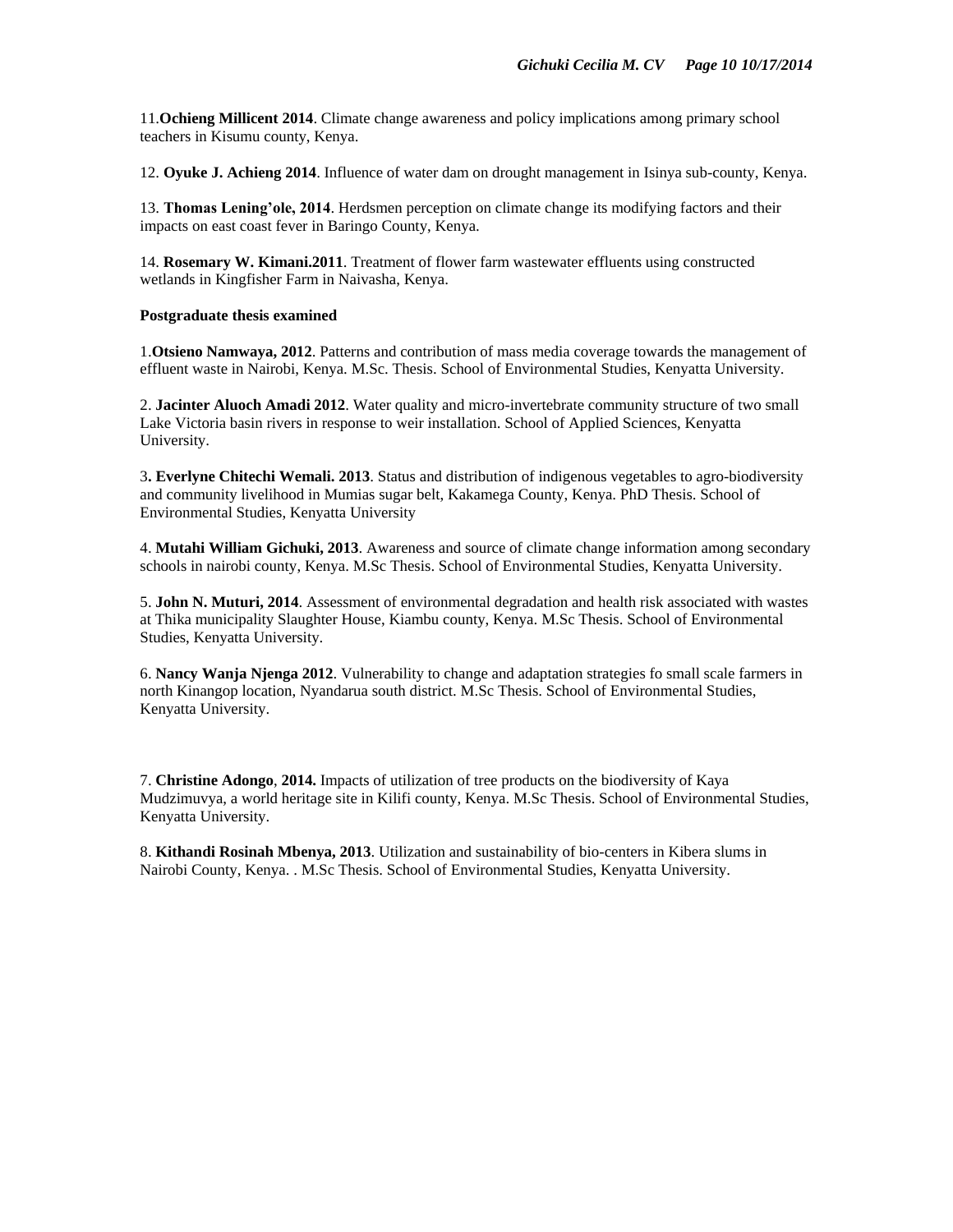11.**Ochieng Millicent 2014**. Climate change awareness and policy implications among primary school teachers in Kisumu county, Kenya.

12. **Oyuke J. Achieng 2014**. Influence of water dam on drought management in Isinya sub-county, Kenya.

13. **Thomas Lening'ole, 2014**. Herdsmen perception on climate change its modifying factors and their impacts on east coast fever in Baringo County, Kenya.

14. **Rosemary W. Kimani.2011**. Treatment of flower farm wastewater effluents using constructed wetlands in Kingfisher Farm in Naivasha, Kenya.

**Postgraduate thesis examined**

1.**Otsieno Namwaya, 2012**. Patterns and contribution of mass media coverage towards the management of effluent waste in Nairobi, Kenya. M.Sc. Thesis. School of Environmental Studies, Kenyatta University.

2. **Jacinter Aluoch Amadi 2012**. Water quality and micro-invertebrate community structure of two small Lake Victoria basin rivers in response to weir installation. School of Applied Sciences, Kenyatta University.

3**. Everlyne Chitechi Wemali. 2013**. Status and distribution of indigenous vegetables to agro-biodiversity and community livelihood in Mumias sugar belt, Kakamega County, Kenya. PhD Thesis. School of Environmental Studies, Kenyatta University

4. **Mutahi William Gichuki, 2013**. Awareness and source of climate change information among secondary schools in nairobi county, Kenya. M.Sc Thesis. School of Environmental Studies, Kenyatta University.

5. **John N. Muturi, 2014**. Assessment of environmental degradation and health risk associated with wastes at Thika municipality Slaughter House, Kiambu county, Kenya. M.Sc Thesis. School of Environmental Studies, Kenyatta University.

6. **Nancy Wanja Njenga 2012**. Vulnerability to change and adaptation strategies fo small scale farmers in north Kinangop location, Nyandarua south district. M.Sc Thesis. School of Environmental Studies, Kenyatta University.

7. **Christine Adongo**, **2014.** Impacts of utilization of tree products on the biodiversity of Kaya Mudzimuvya, a world heritage site in Kilifi county, Kenya. M.Sc Thesis. School of Environmental Studies, Kenyatta University.

8. **Kithandi Rosinah Mbenya, 2013**. Utilization and sustainability of bio-centers in Kibera slums in Nairobi County, Kenya. . M.Sc Thesis. School of Environmental Studies, Kenyatta University.